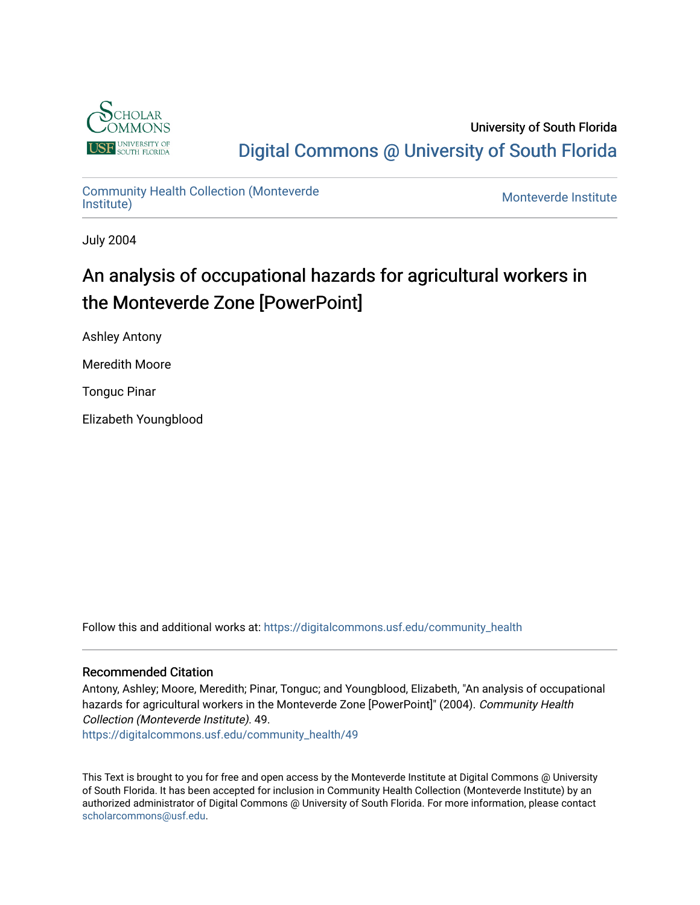University of South Florida

Digital Commons @ University of South Florida

Community Health Collection (Monteverde Institute)

Monteverde Institute

July 2004

# An analysis of occupational hazards for agricultural workers in the Monteverde Zone [PowerPoint]

Ashley Antony

Meredith Moore

Tonguc Pinar

Elizabeth Youngblood

Follow this and additional works at: https://digitalcommons.usf.edu/community_health

## Recommended Citation

Antony, Ashley; Moore, Meredith; Pinar, Tonguc; and Youngblood, Elizabeth, "An analysis of occupational hazards for agricultural workers in the Monteverde Zone [PowerPoint]" (2004). *Community Health Collection (Monteverde Institute)*. 49.
https://digitalcommons.usf.edu/community_health/49

This Text is brought to you for free and open access by the Monteverde Institute at Digital Commons @ University of South Florida. It has been accepted for inclusion in Community Health Collection (Monteverde Institute) by an authorized administrator of Digital Commons @ University of South Florida. For more information, please contact scholarcommons@usf.edu.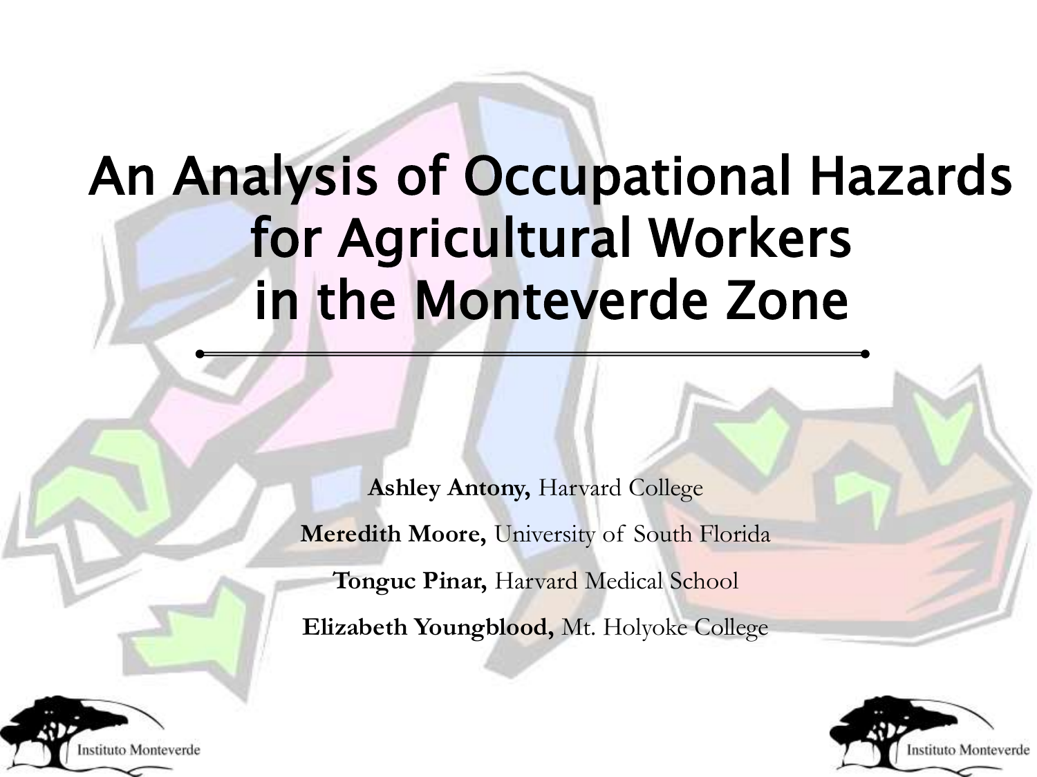# An Analysis of Occupational Hazards for Agricultural Workers in the Monteverde Zone

**Ashley Antony,** Harvard College

**Meredith Moore,** University of South Florida

**Tonguc Pinar,** Harvard Medical School

**Elizabeth Youngblood,** Mt. Holyoke College

Instituto Monteverde

Instituto Monteverde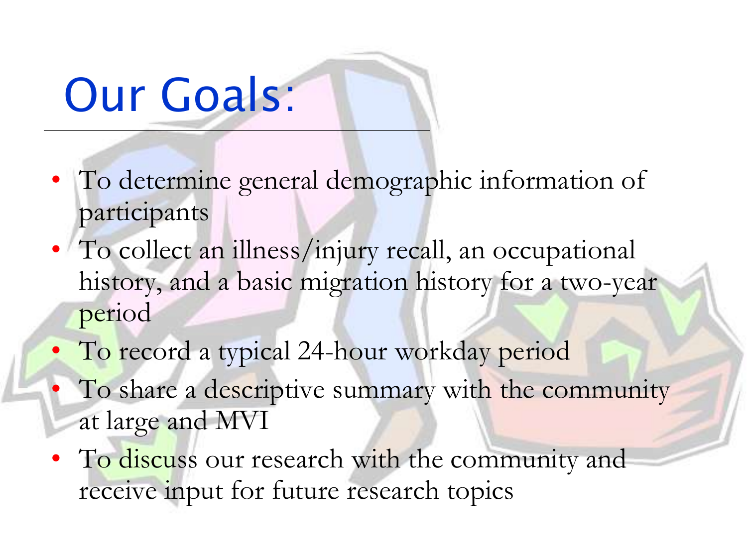# Our Goals:

- To determine general demographic information of participants
- To collect an illness/injury recall, an occupational history, and a basic migration history for a two-year period
- To record a typical 24-hour workday period
- To share a descriptive summary with the community at large and MVI
- To discuss our research with the community and receive input for future research topics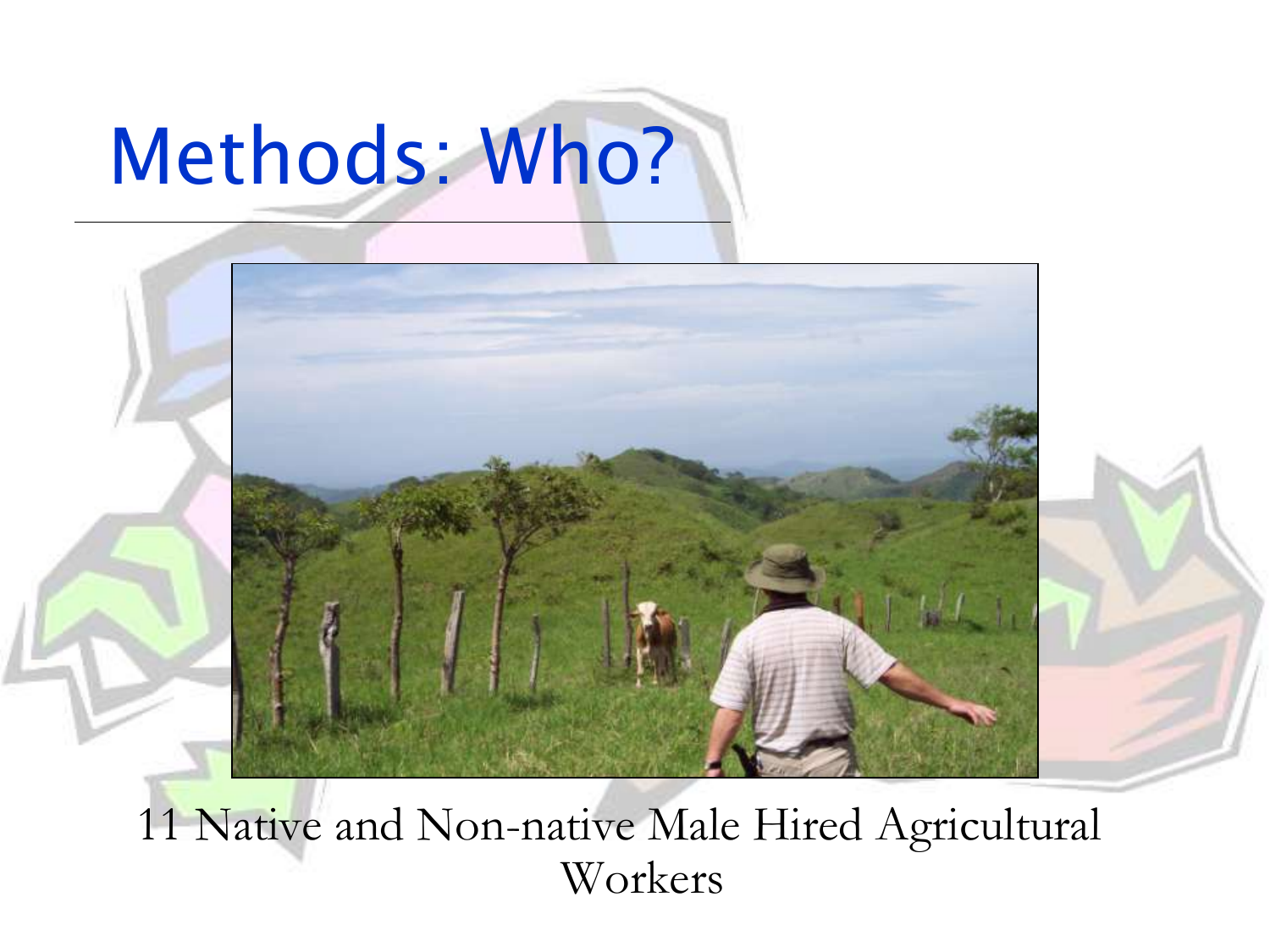# Methods: Who?

11 Native and Non-native Male Hired Agricultural Workers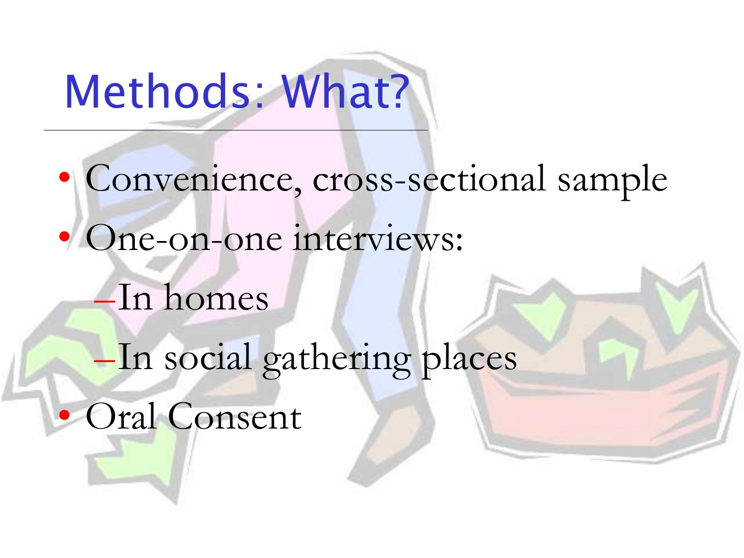# Methods: What?

- Convenience, cross-sectional sample
- One-on-one interviews:
  - In homes
  - In social gathering places
- Oral Consent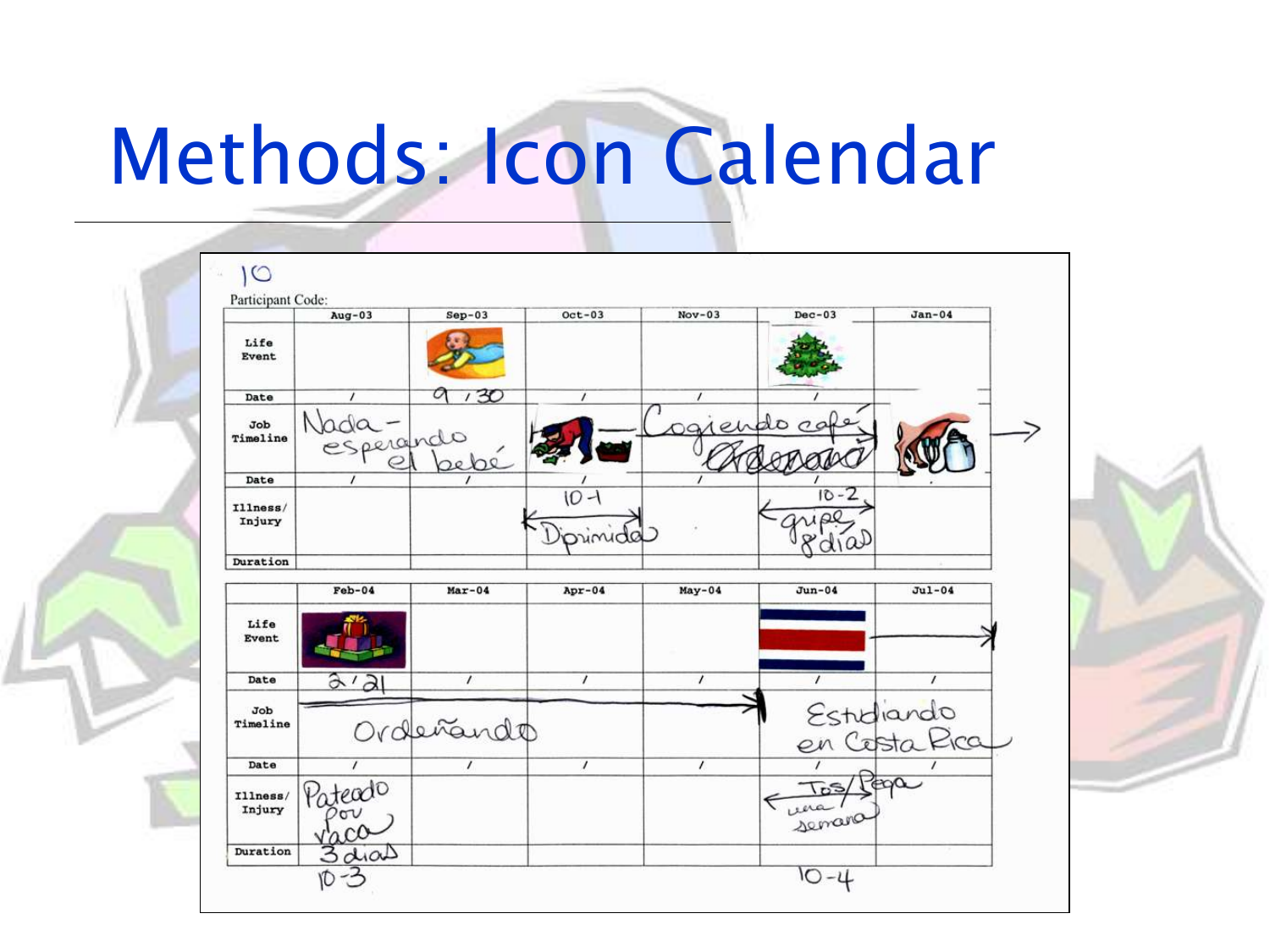# Methods: Icon Calendar

10

Participant Code:

| | Aug-03 | Sep-03 | Oct-03 | Nov-03 | Dec-03 | Jan-04 |
|---|---|---|---|---|---|---|
| Life Event | | | | | | |
| Date | / | 9 / 30 | / | / | / | |
| Job Timeline | Nada – esperando el bebé | | | Cogiendo café | Ordeñando | → |
| Date | / | / | / | / | / | |
| Illness/ Injury | | | 10-1 Dprimido | | 10-2 gripe 8 días | |
| Duration | | | | | | |

| | Feb-04 | Mar-04 | Apr-04 | May-04 | Jun-04 | Jul-04 |
|---|---|---|---|---|---|---|
| Life Event | | | | | | → |
| Date | 2 / 21 | / | / | / | / | / |
| Job Timeline | Ordeñando | | | → | Estudiando en Costa Rica | |
| Date | / | / | / | / | / | / |
| Illness/ Injury | Pateado por vaca | | | | Tos/Pega una semana | |
| Duration | 3 días | | | | | |
| | 10-3 | | | | 10-4 | |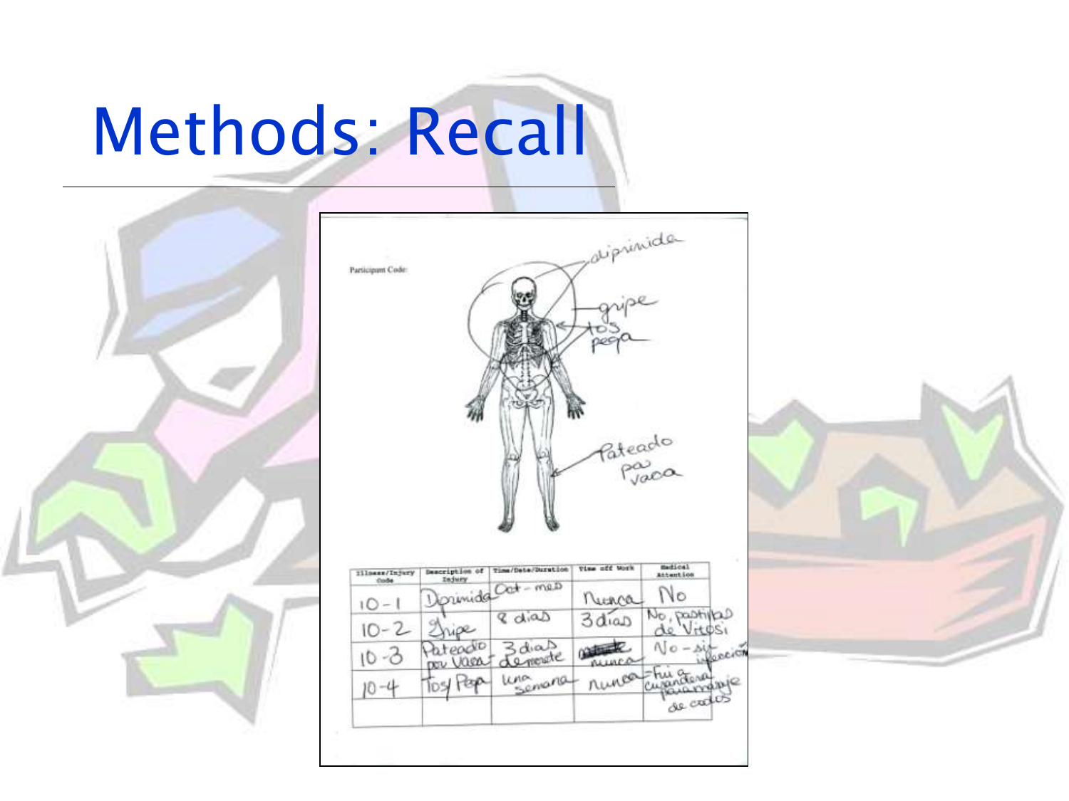# Methods: Recall

Participant Code:

| Illness/Injury Code | Description of Injury | Time/Date/Duration | Time off Work | Medical Attention |
|---|---|---|---|---|
| 10-1 | Deprimida | Oct - mes | Nunca | No |
| 10-2 | Gripe | 8 dias | 3 dias | No, pastillas de Vitosi |
| 10-3 | Pateado por Vaca | 3 dias de mente | nunca | No - sin infección |
| 10-4 | Tos/ Pega | una semana | nunca | Fui a curandera para masaje de codos |
| | | | | |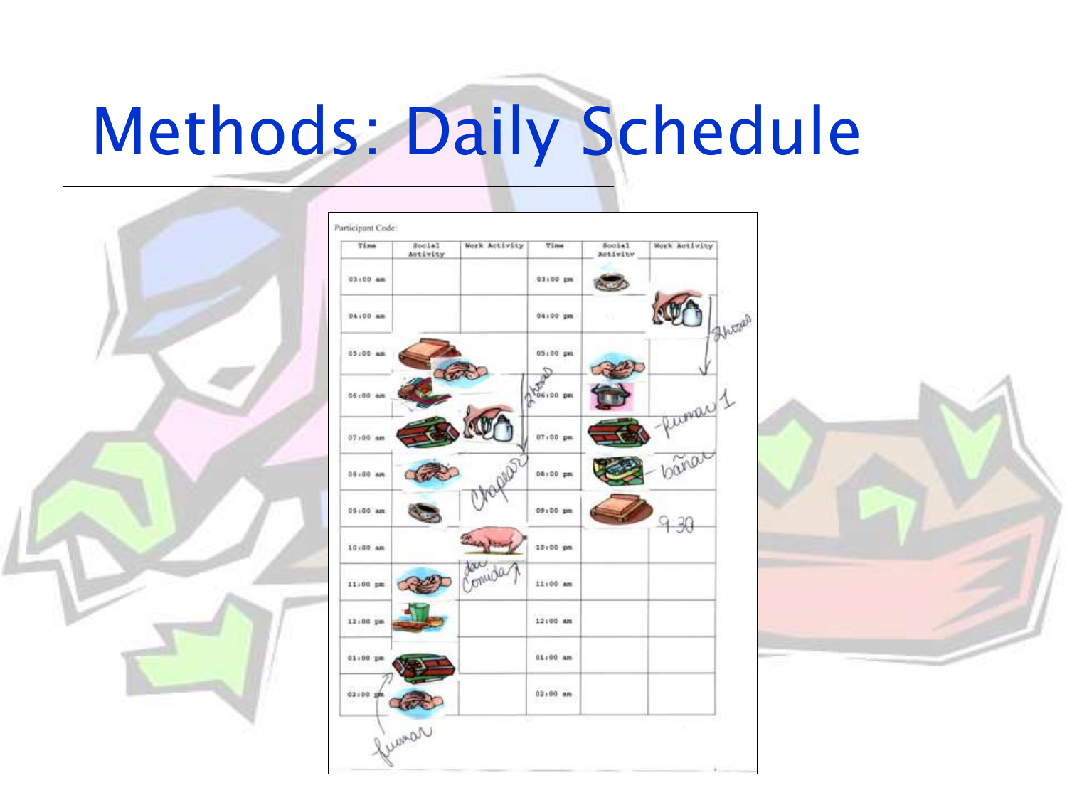# Methods: Daily Schedule

Participant Code:

| Time | Social Activity | Work Activity | Time | Social Activity | Work Activity |
|---|---|---|---|---|---|
| 03:00 am | | | 03:00 pm | | |
| 04:00 am | | | 04:00 pm | | |
| 05:00 am | | | 05:00 pm | | |
| 06:00 am | | | 06:00 pm | | |
| 07:00 am | | | 07:00 pm | | |
| 08:00 am | | | 08:00 pm | | |
| 09:00 am | | | 09:00 pm | | |
| 10:00 am | | | 10:00 pm | | |
| 11:00 pm | | | 11:00 am | | |
| 12:00 pm | | | 12:00 am | | |
| 01:00 pm | | | 01:00 am | | |
| 02:00 pm | | | 02:00 am | | |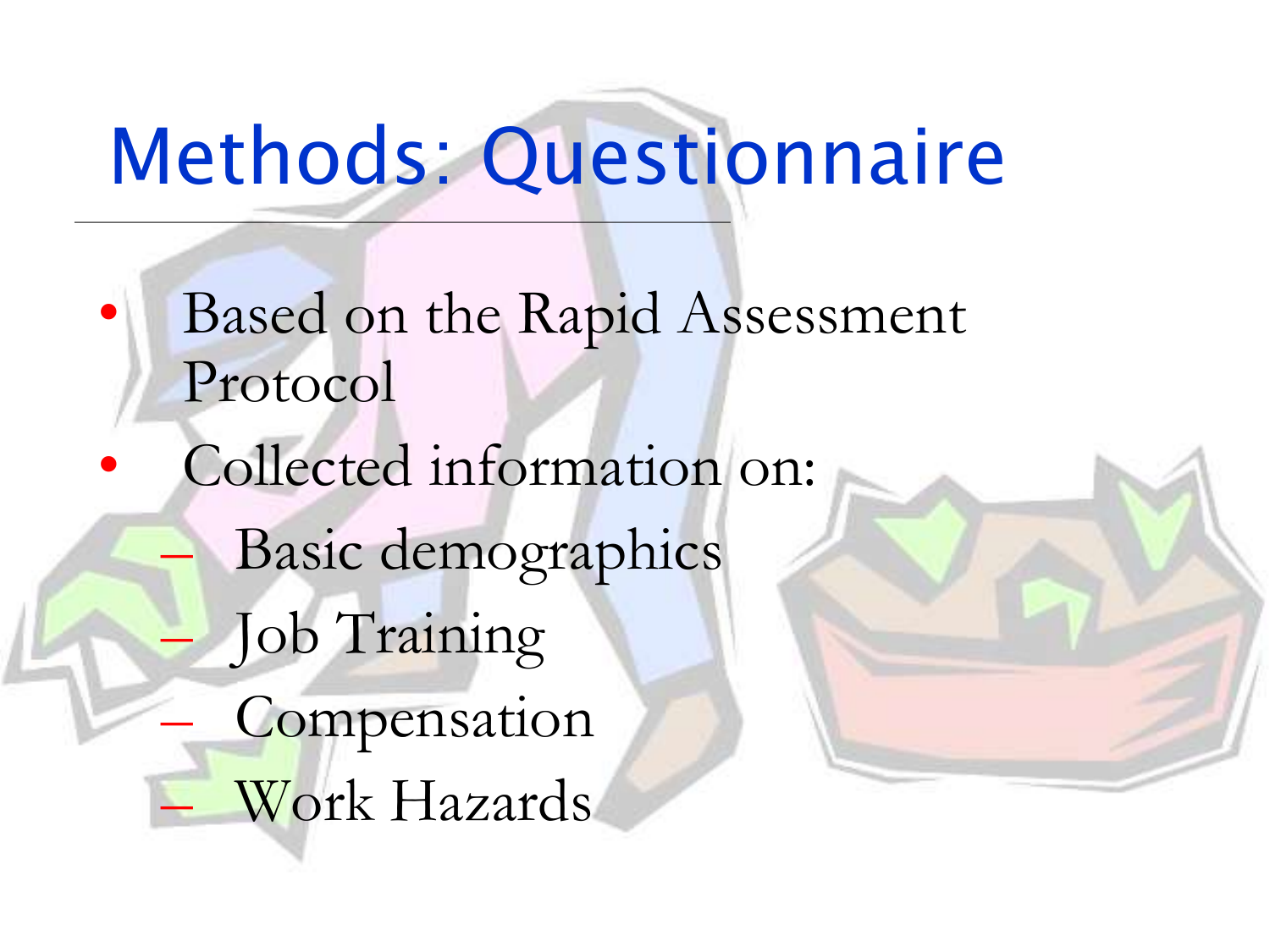# Methods: Questionnaire

- Based on the Rapid Assessment Protocol
- Collected information on:
  - Basic demographics
  - Job Training
  - Compensation
  - Work Hazards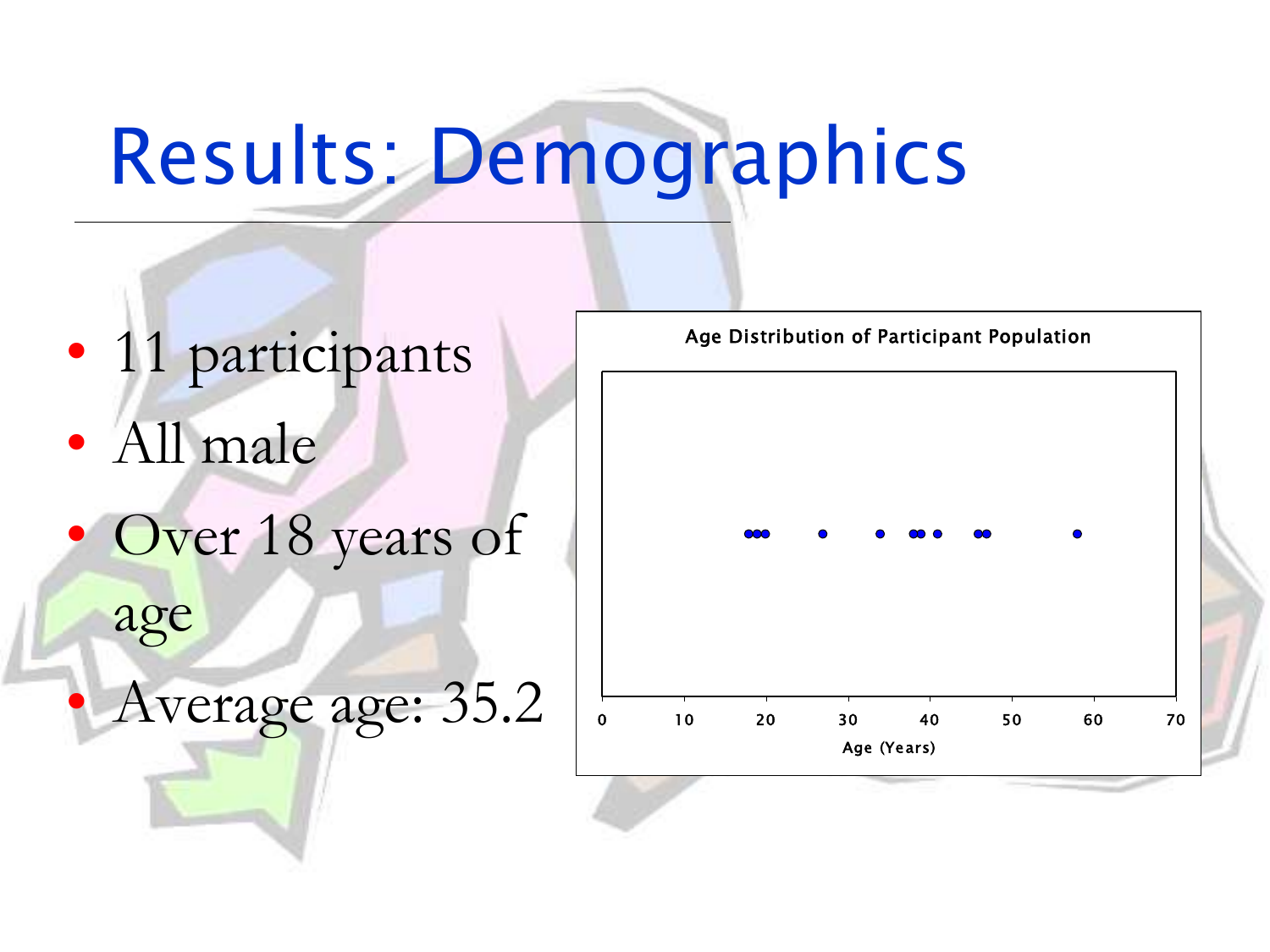# Results: Demographics

- 11 participants
- All male
- Over 18 years of age
- Average age: 35.2

Age Distribution of Participant Population

Age (Years)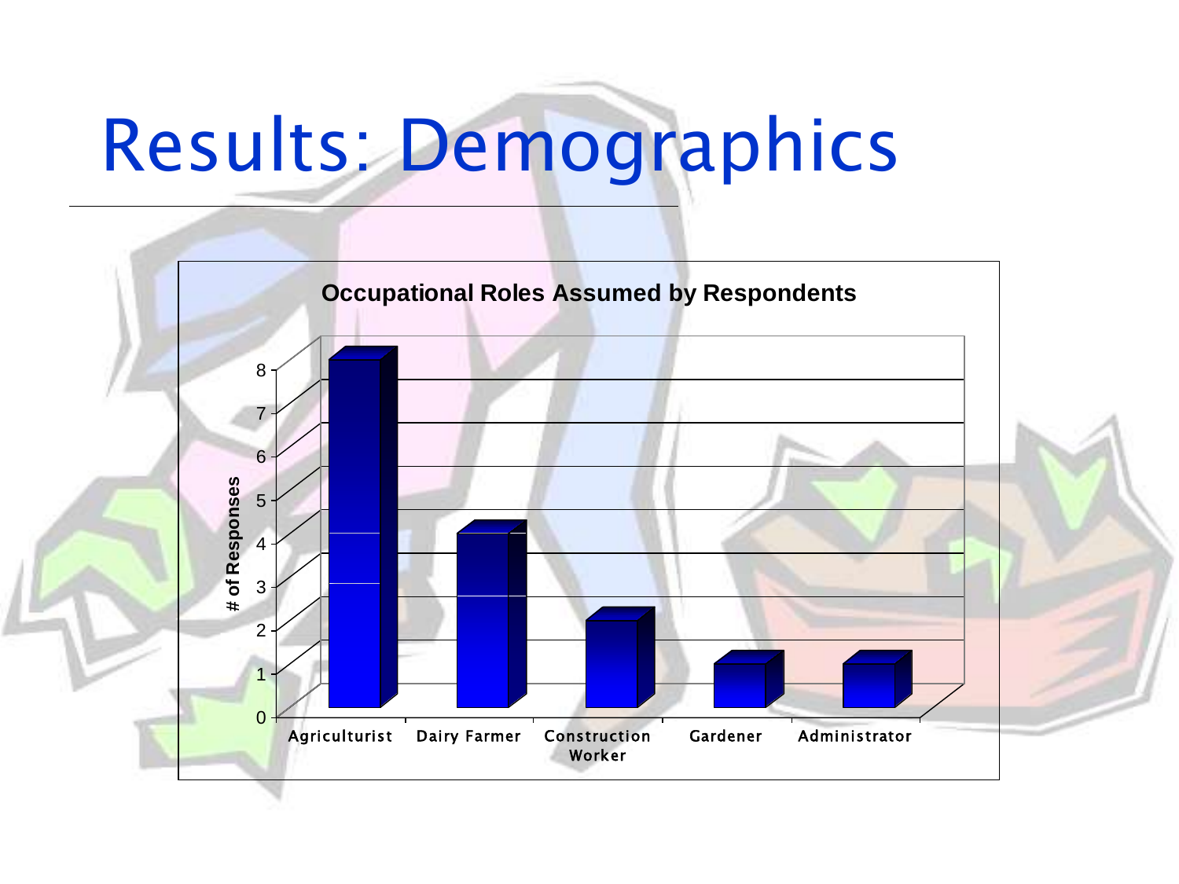# Results: Demographics

**Occupational Roles Assumed by Respondents**

| Occupational Role | # of Responses |
|---|---|
| Agriculturist | 8 |
| Dairy Farmer | 4 |
| Construction Worker | 2 |
| Gardener | 1 |
| Administrator | 1 |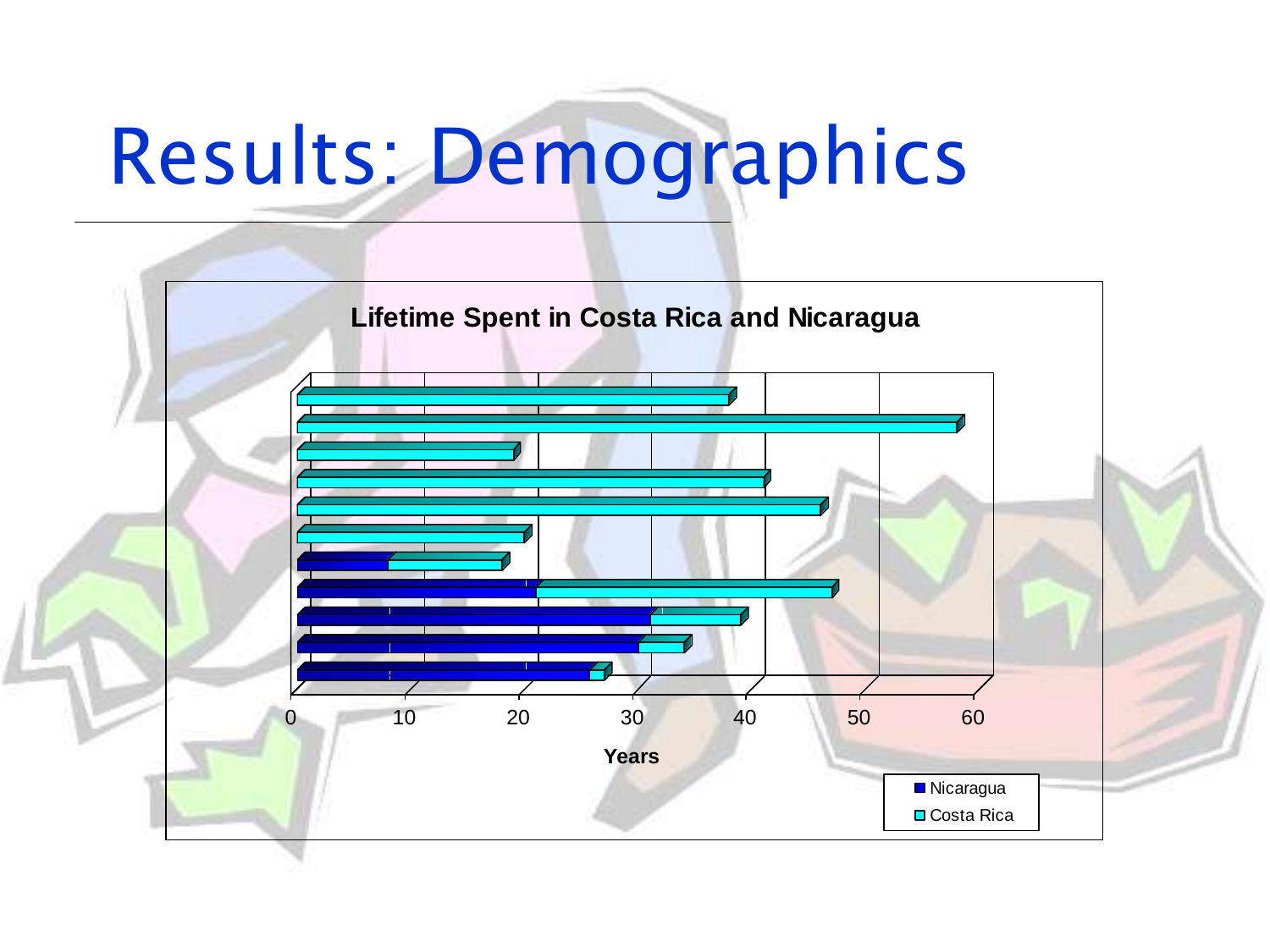# Results: Demographics

**Lifetime Spent in Costa Rica and Nicaragua**

Years: 0, 10, 20, 30, 40, 50, 60

Legend: Nicaragua, Costa Rica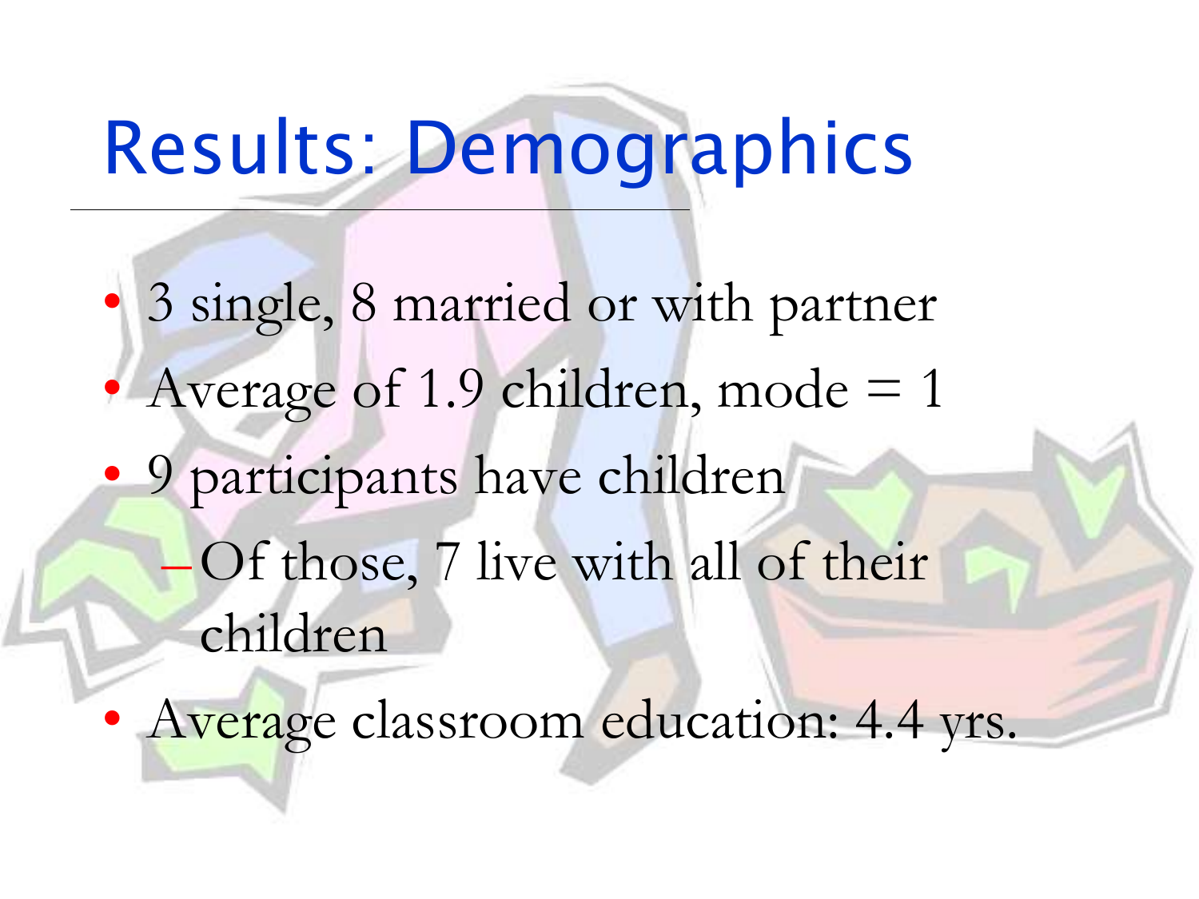# Results: Demographics

- 3 single, 8 married or with partner
- Average of 1.9 children, mode = 1
- 9 participants have children
  - Of those, 7 live with all of their children
- Average classroom education: 4.4 yrs.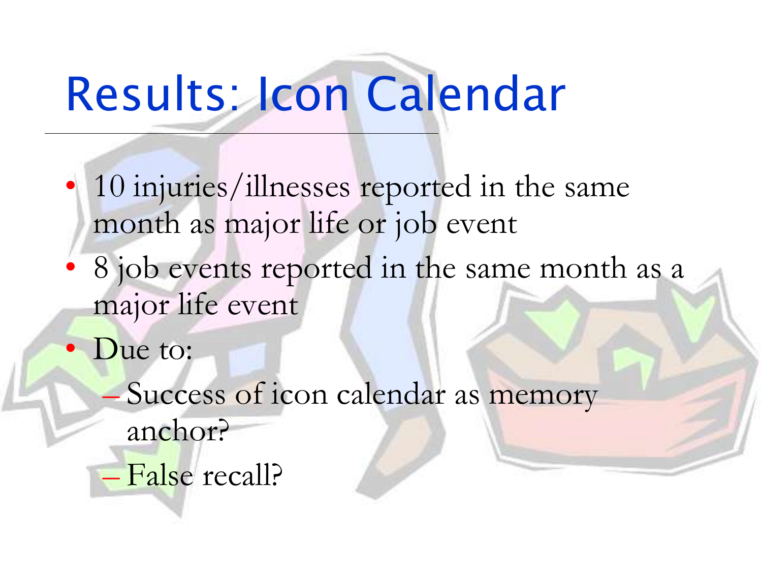# Results: Icon Calendar

- 10 injuries/illnesses reported in the same month as major life or job event
- 8 job events reported in the same month as a major life event
- Due to:
  - Success of icon calendar as memory anchor?
  - False recall?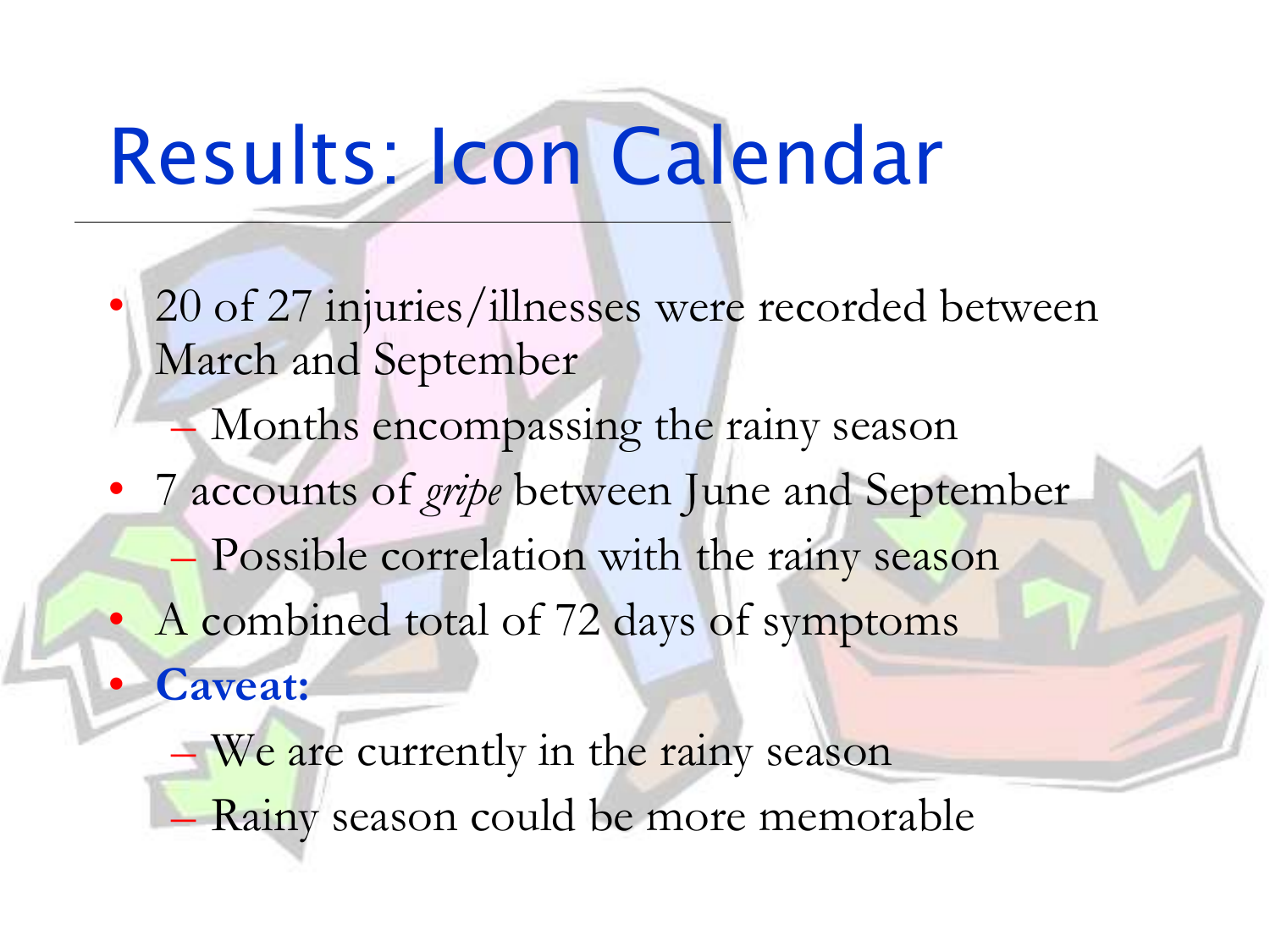# Results: Icon Calendar

- 20 of 27 injuries/illnesses were recorded between March and September
  - Months encompassing the rainy season
- 7 accounts of *gripe* between June and September
  - Possible correlation with the rainy season
- A combined total of 72 days of symptoms
- **Caveat:**
  - We are currently in the rainy season
  - Rainy season could be more memorable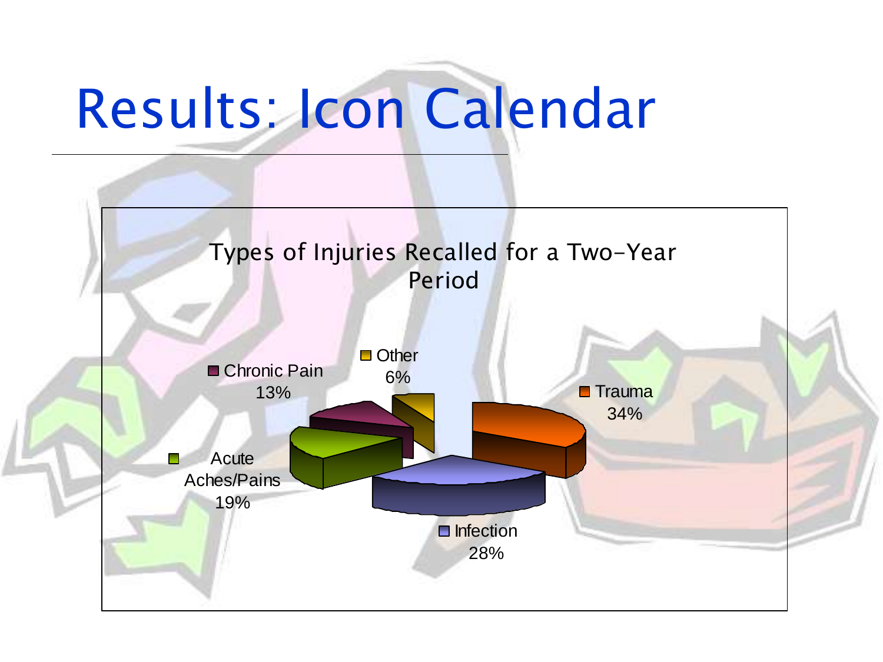# Results: Icon Calendar

Types of Injuries Recalled for a Two-Year Period

- Trauma 34%
- Infection 28%
- Acute Aches/Pains 19%
- Chronic Pain 13%
- Other 6%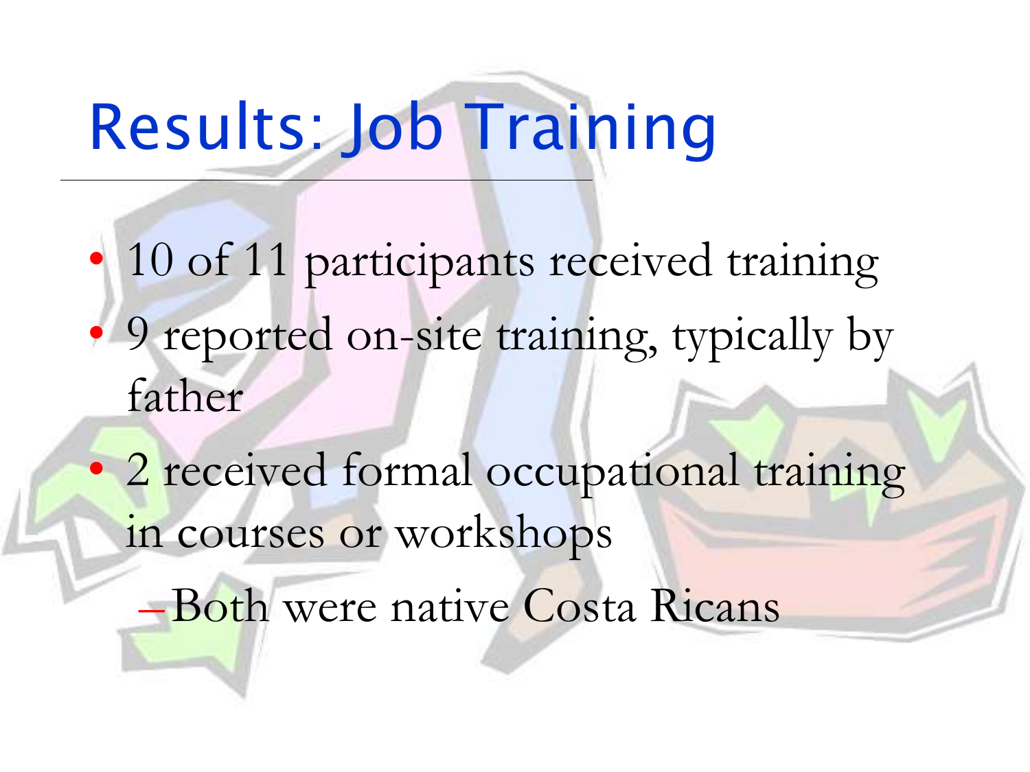# Results: Job Training

- 10 of 11 participants received training
- 9 reported on-site training, typically by father
- 2 received formal occupational training in courses or workshops
  - Both were native Costa Ricans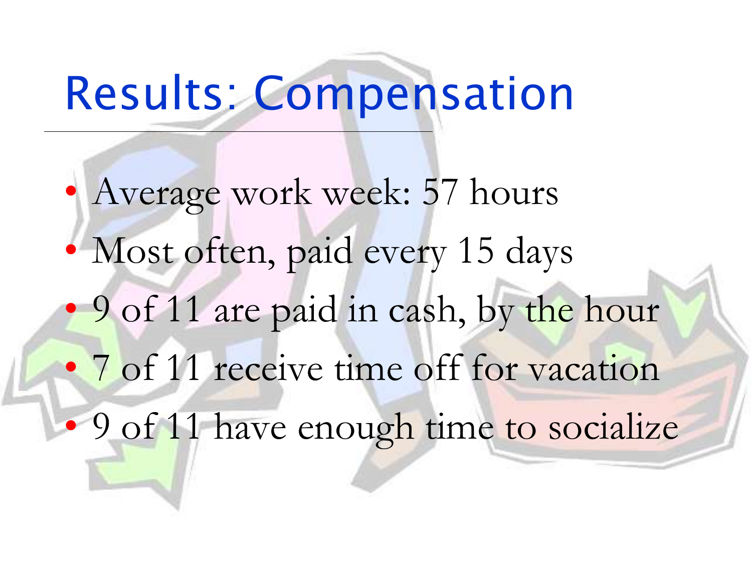# Results: Compensation

- Average work week: 57 hours
- Most often, paid every 15 days
- 9 of 11 are paid in cash, by the hour
- 7 of 11 receive time off for vacation
- 9 of 11 have enough time to socialize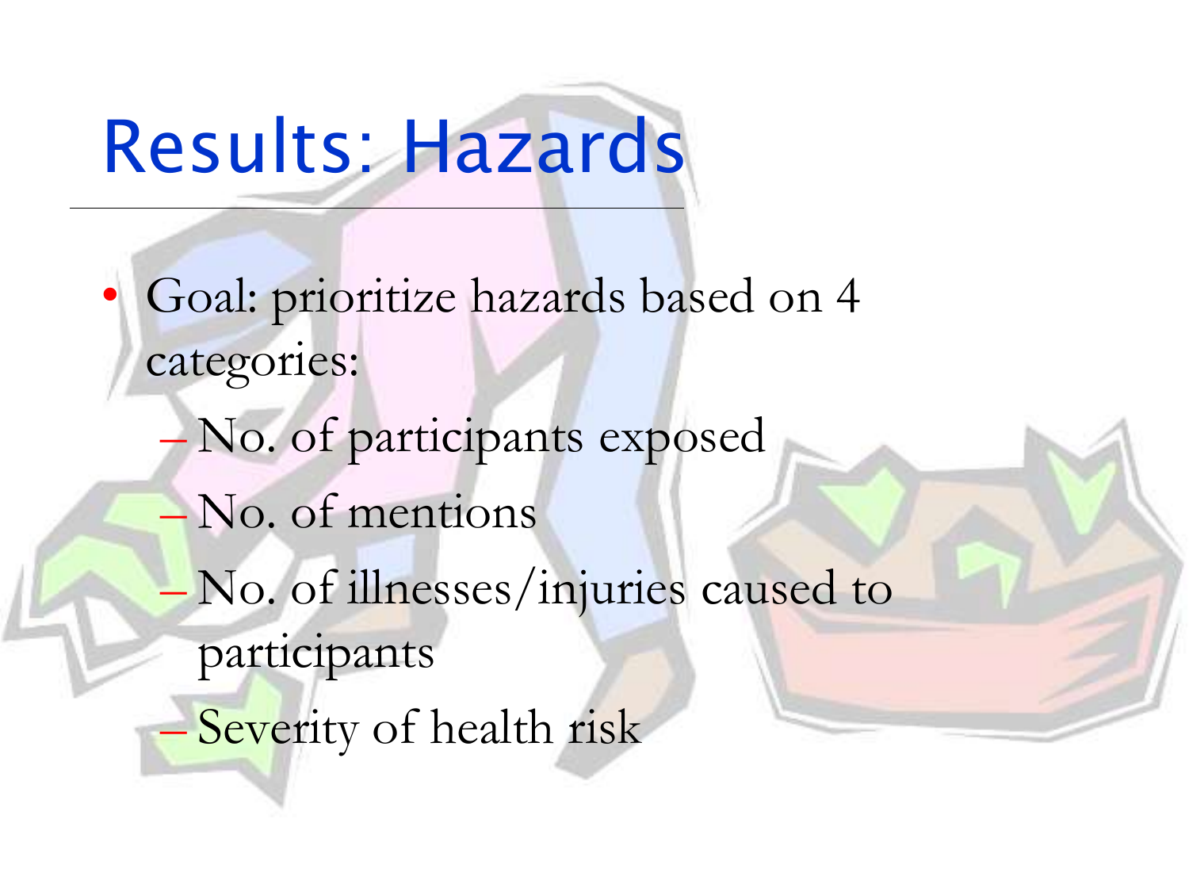# Results: Hazards

- Goal: prioritize hazards based on 4 categories:
  - No. of participants exposed
  - No. of mentions
  - No. of illnesses/injuries caused to participants
  - Severity of health risk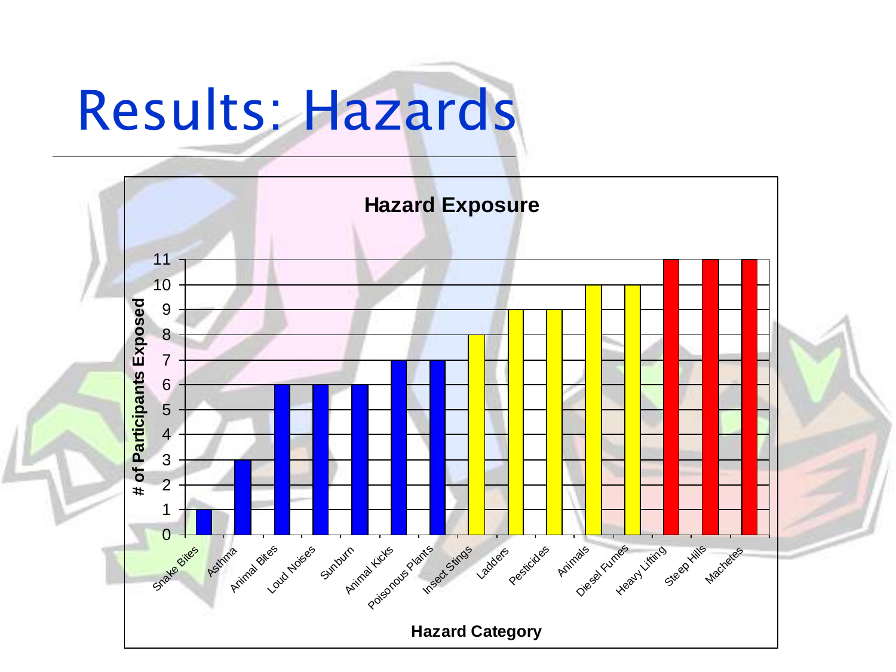# Results: Hazards

**Hazard Exposure**

| Hazard Category | # of Participants Exposed |
| --- | --- |
| Snake Bites | 1 |
| Asthma | 3 |
| Animal Bites | 6 |
| Loud Noises | 6 |
| Sunburn | 6 |
| Animal Kicks | 7 |
| Poisonous Plants | 7 |
| Insect Stings | 8 |
| Ladders | 9 |
| Pesticides | 9 |
| Animals | 10 |
| Diesel Fumes | 10 |
| Heavy Lifting | 11 |
| Steep Hills | 11 |
| Machetes | 11 |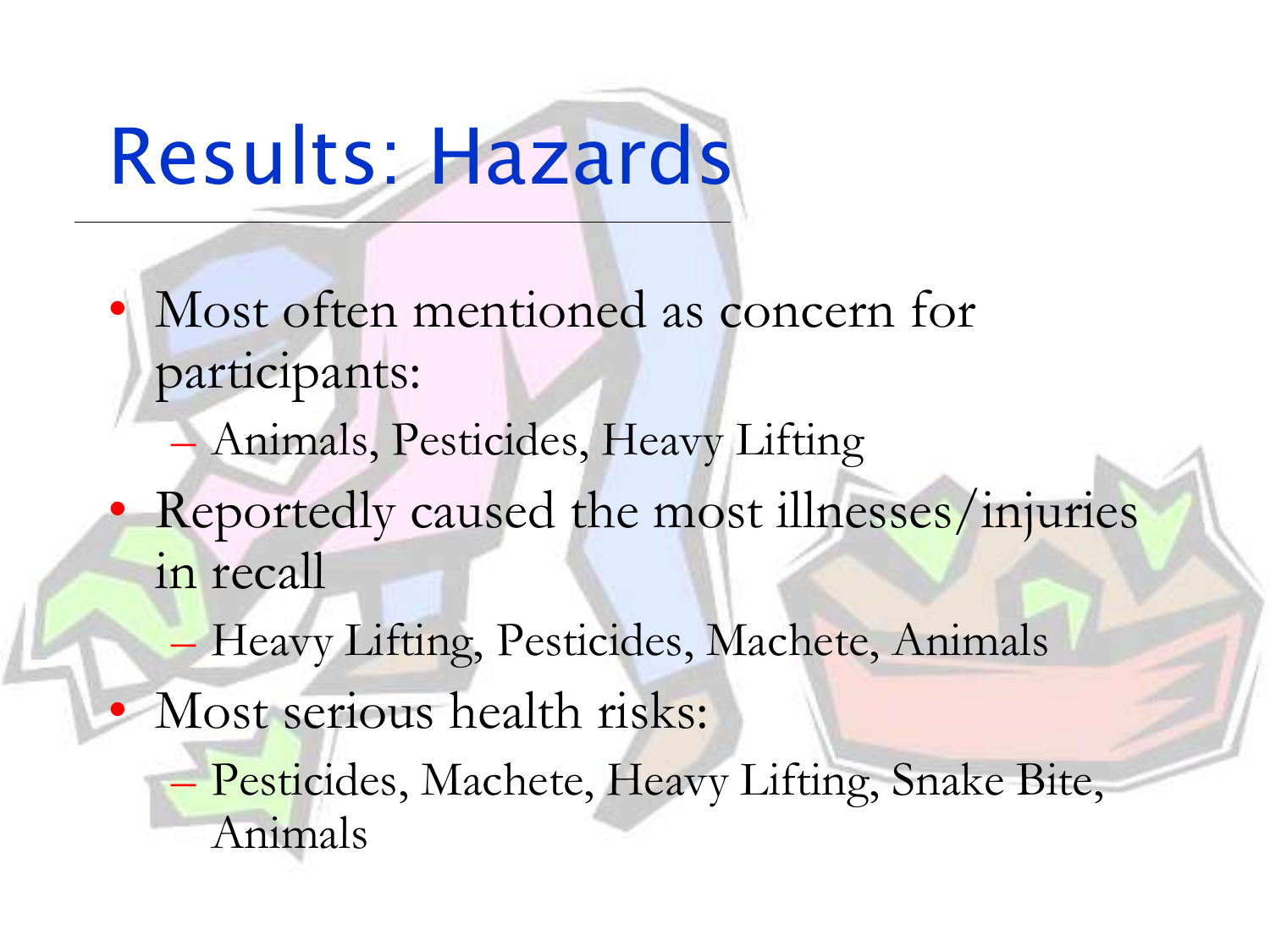# Results: Hazards

- Most often mentioned as concern for participants:
  - Animals, Pesticides, Heavy Lifting
- Reportedly caused the most illnesses/injuries in recall
  - Heavy Lifting, Pesticides, Machete, Animals
- Most serious health risks:
  - Pesticides, Machete, Heavy Lifting, Snake Bite, Animals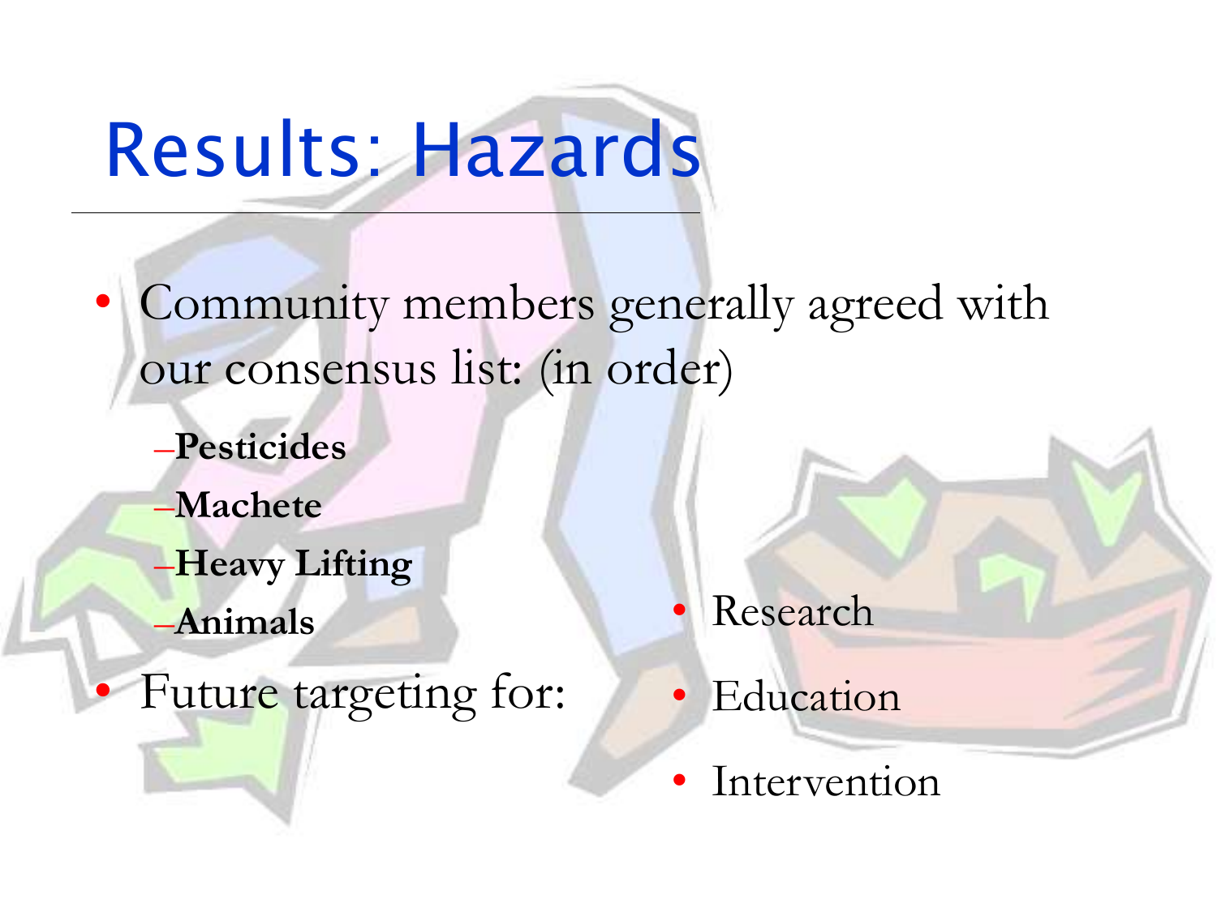# Results: Hazards

- Community members generally agreed with our consensus list: (in order)
  - **Pesticides**
  - **Machete**
  - **Heavy Lifting**
  - **Animals**
- Future targeting for:
  - Research
  - Education
  - Intervention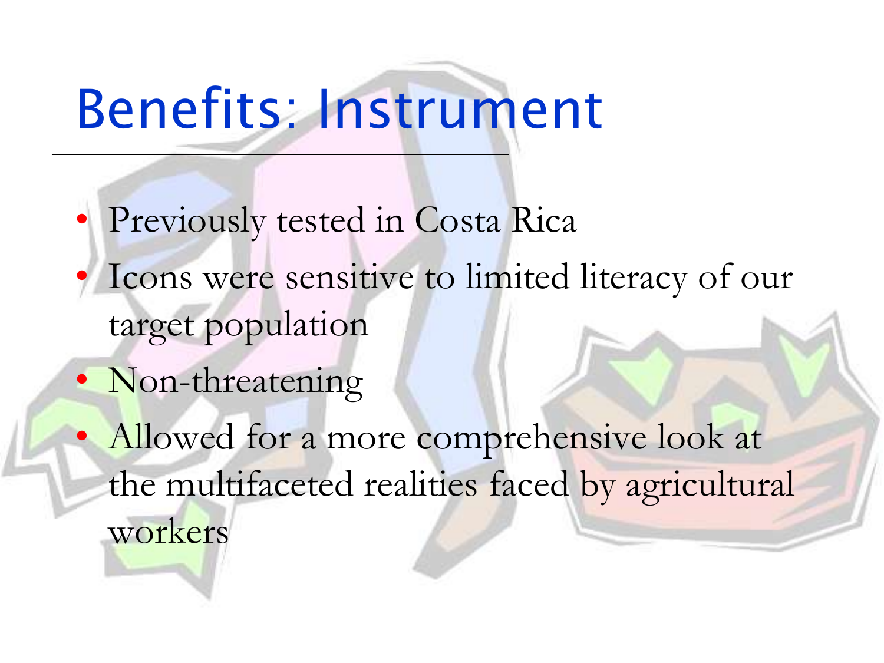# Benefits: Instrument

- Previously tested in Costa Rica
- Icons were sensitive to limited literacy of our target population
- Non-threatening
- Allowed for a more comprehensive look at the multifaceted realities faced by agricultural workers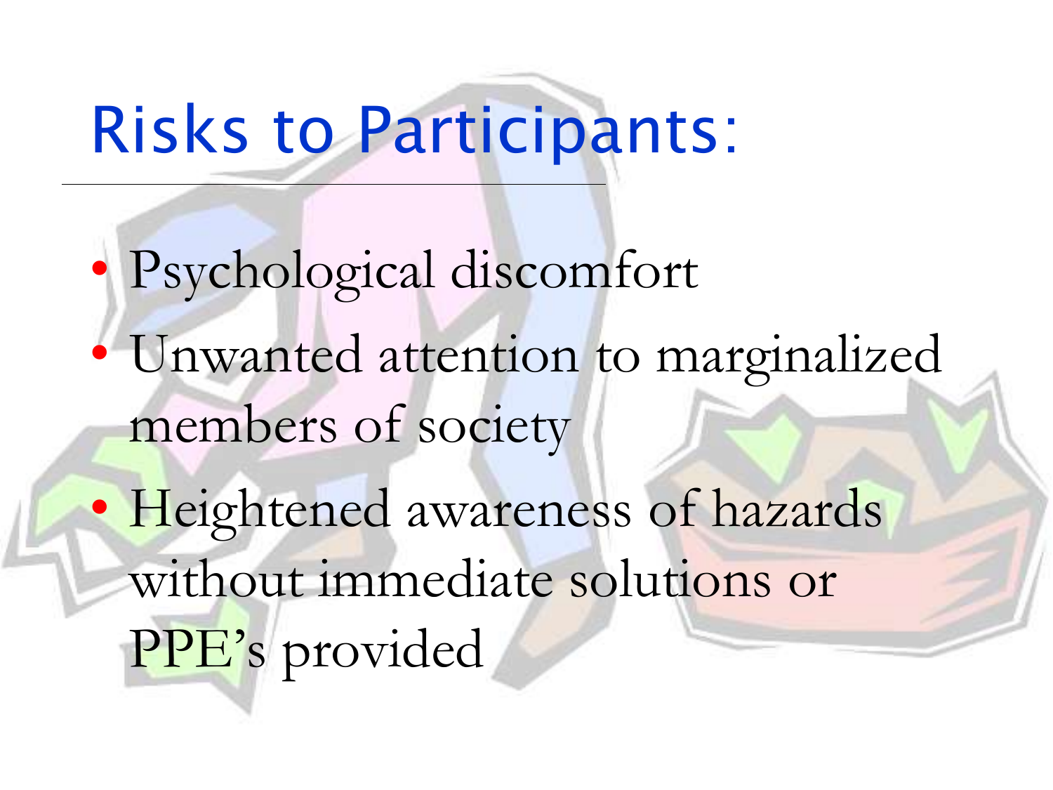# Risks to Participants:

- Psychological discomfort
- Unwanted attention to marginalized members of society
- Heightened awareness of hazards without immediate solutions or PPE's provided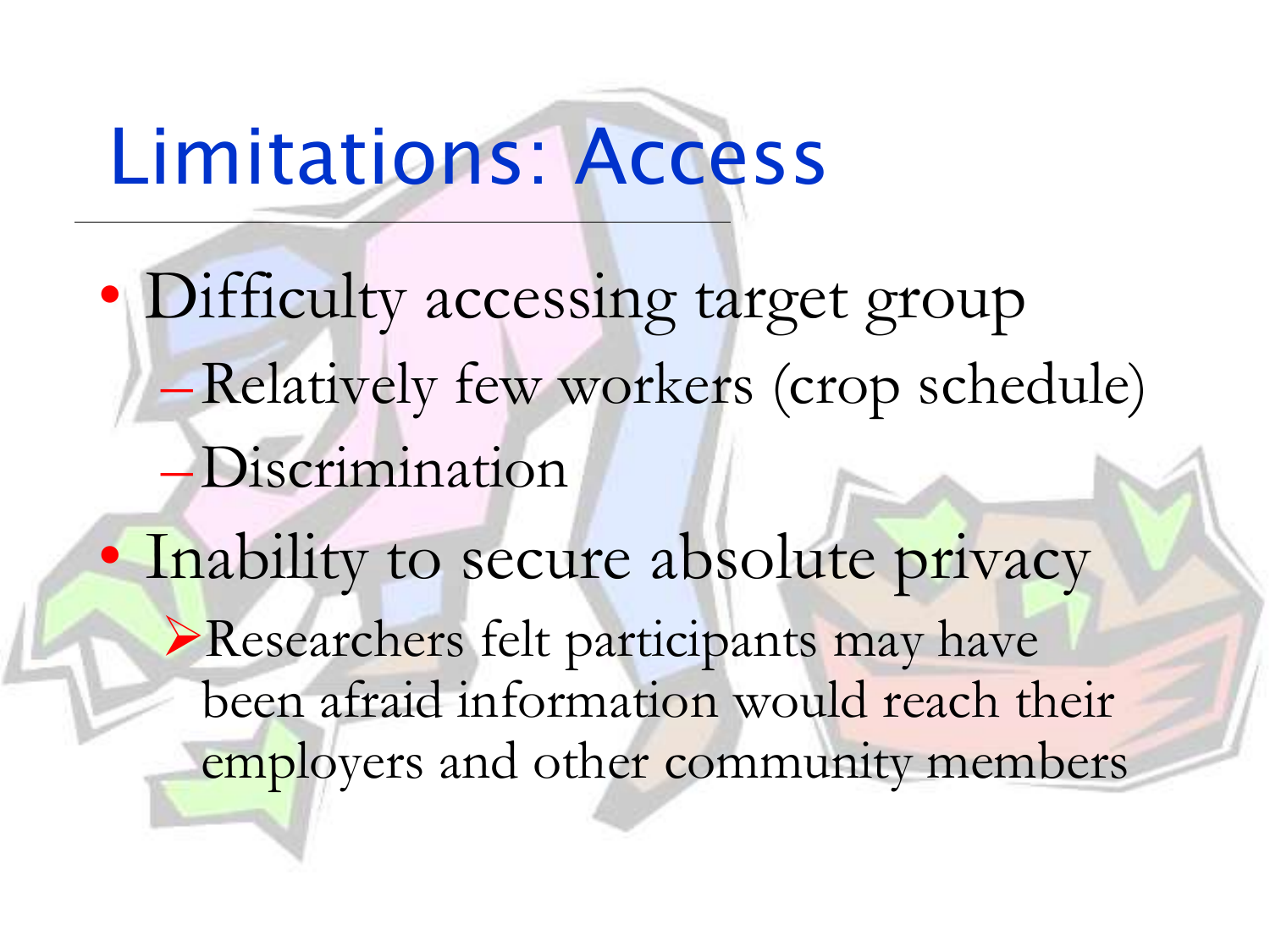# Limitations: Access

- Difficulty accessing target group
  - Relatively few workers (crop schedule)
  - Discrimination
- Inability to secure absolute privacy
  - Researchers felt participants may have been afraid information would reach their employers and other community members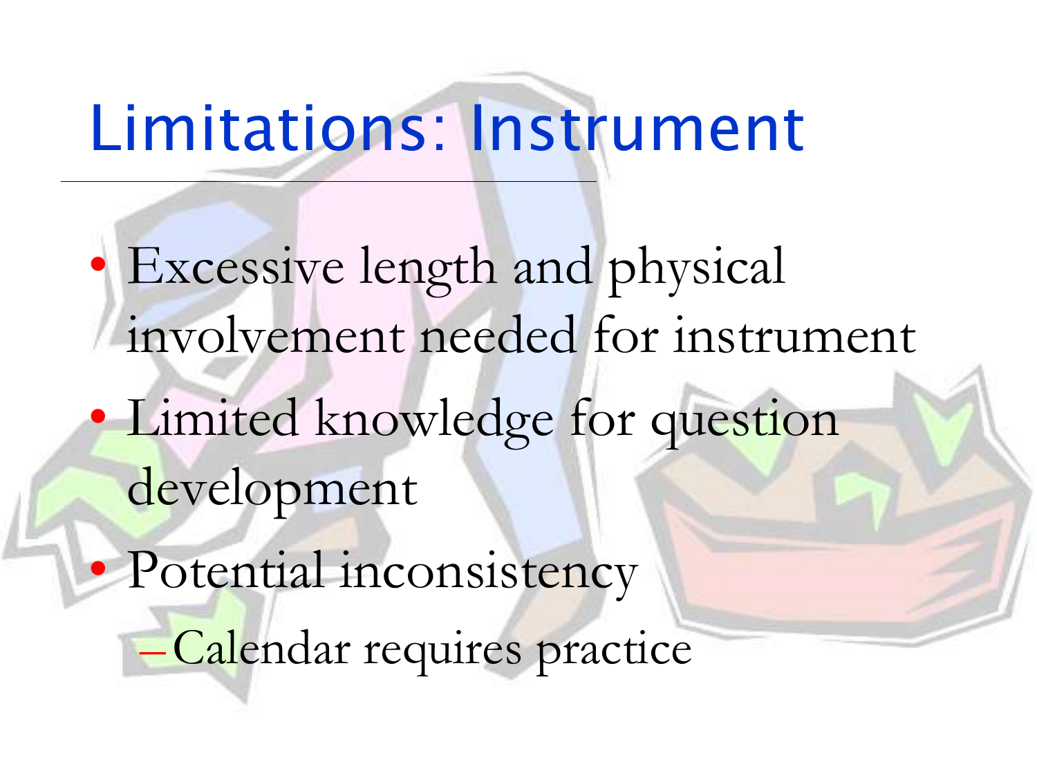# Limitations: Instrument

- Excessive length and physical involvement needed for instrument
- Limited knowledge for question development
- Potential inconsistency
  - Calendar requires practice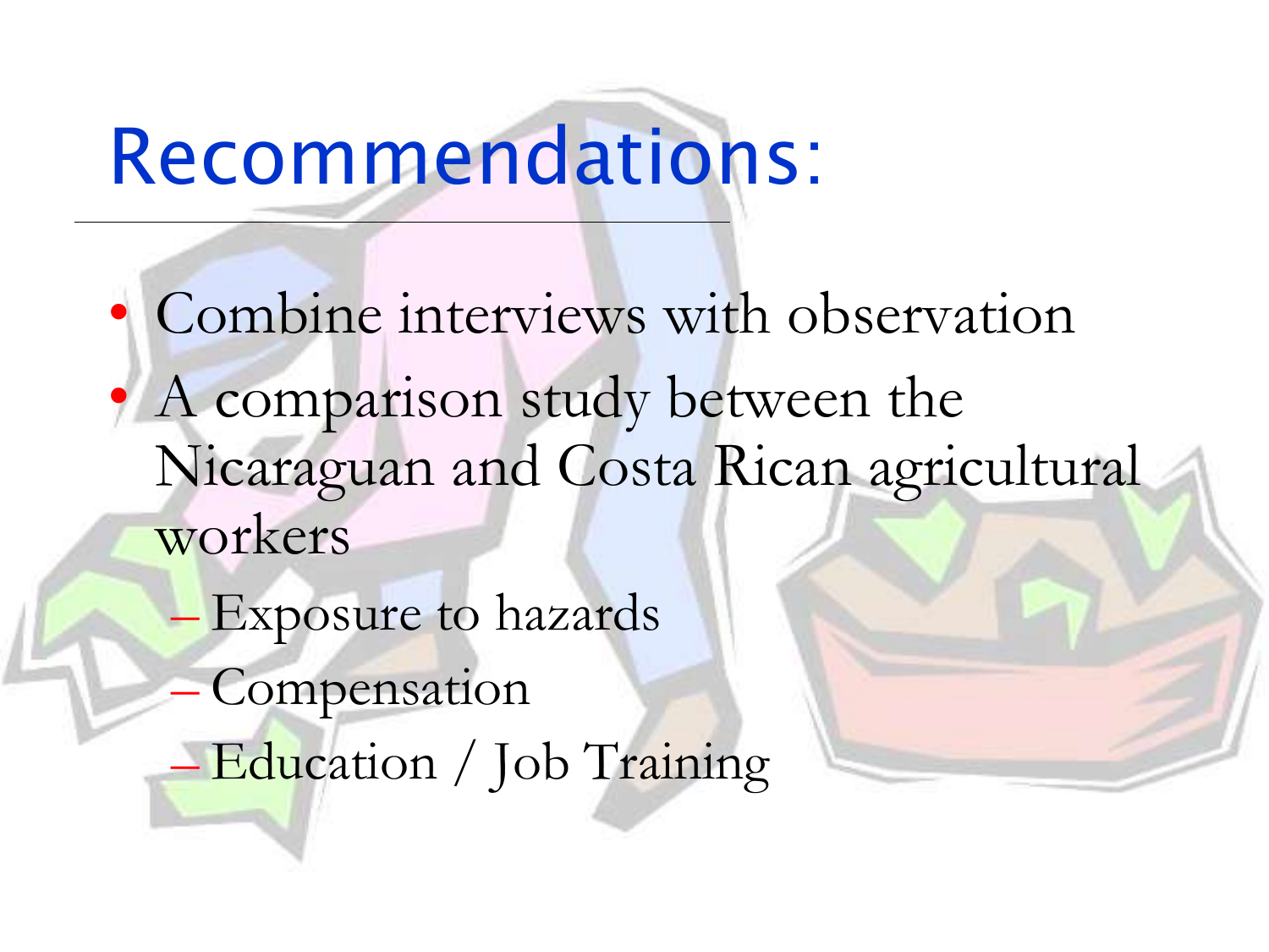# Recommendations:

- Combine interviews with observation
- A comparison study between the Nicaraguan and Costa Rican agricultural workers
  - Exposure to hazards
  - Compensation
  - Education / Job Training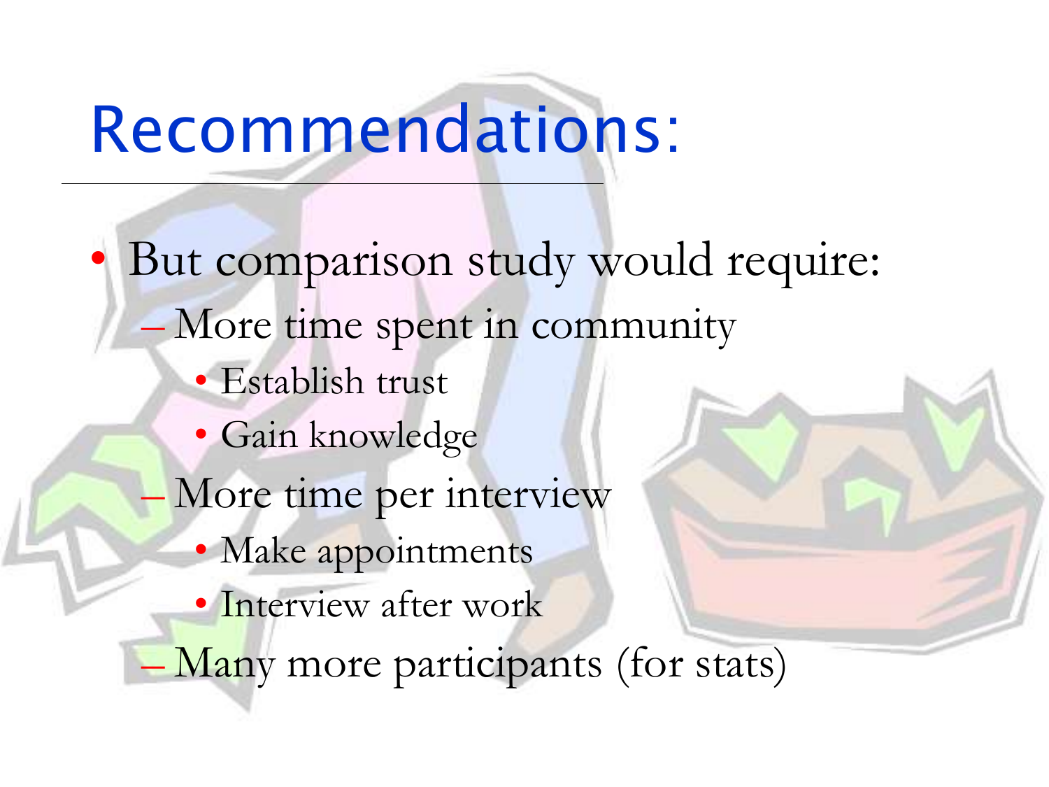# Recommendations:

- But comparison study would require:
  - More time spent in community
    - Establish trust
    - Gain knowledge
  - More time per interview
    - Make appointments
    - Interview after work
  - Many more participants (for stats)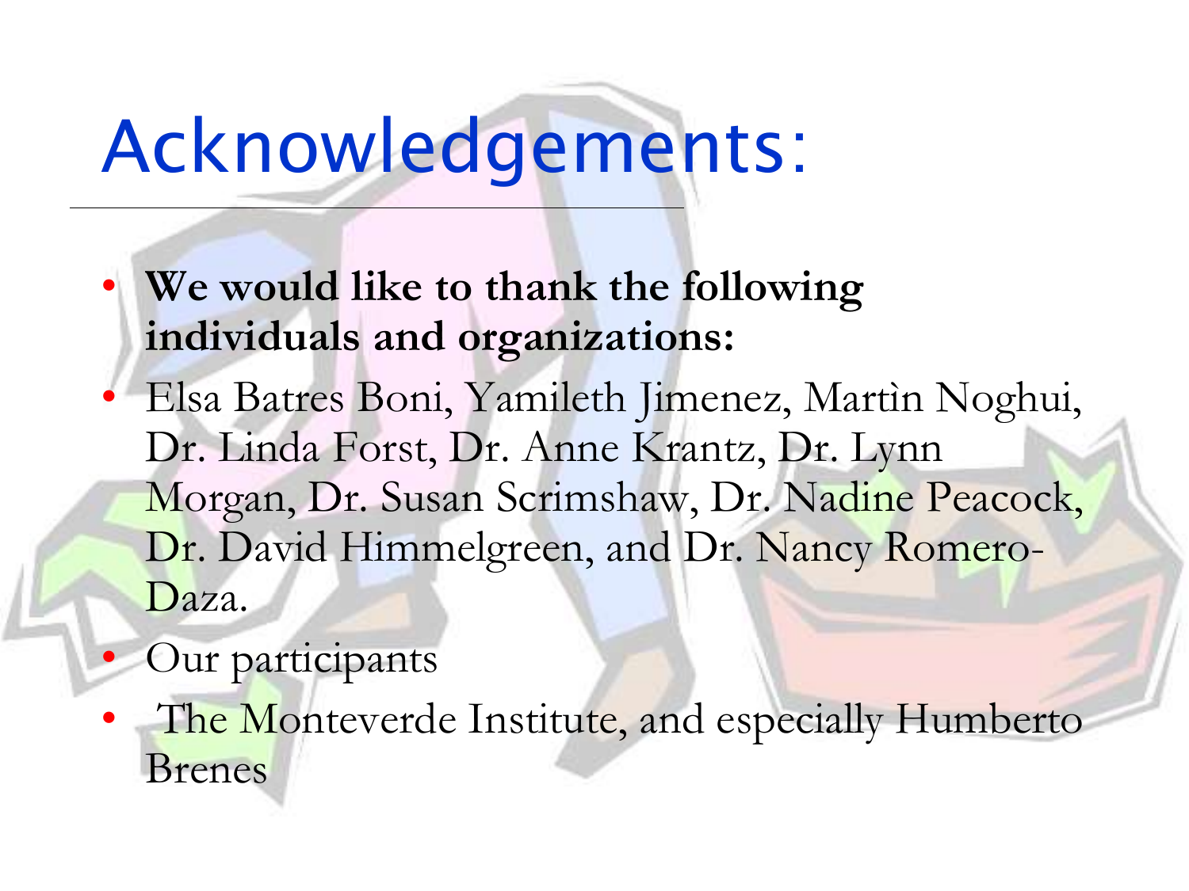# Acknowledgements:

- **We would like to thank the following individuals and organizations:**
- Elsa Batres Boni, Yamileth Jimenez, Martìn Noghui, Dr. Linda Forst, Dr. Anne Krantz, Dr. Lynn Morgan, Dr. Susan Scrimshaw, Dr. Nadine Peacock, Dr. David Himmelgreen, and Dr. Nancy Romero-Daza.
- Our participants
- The Monteverde Institute, and especially Humberto Brenes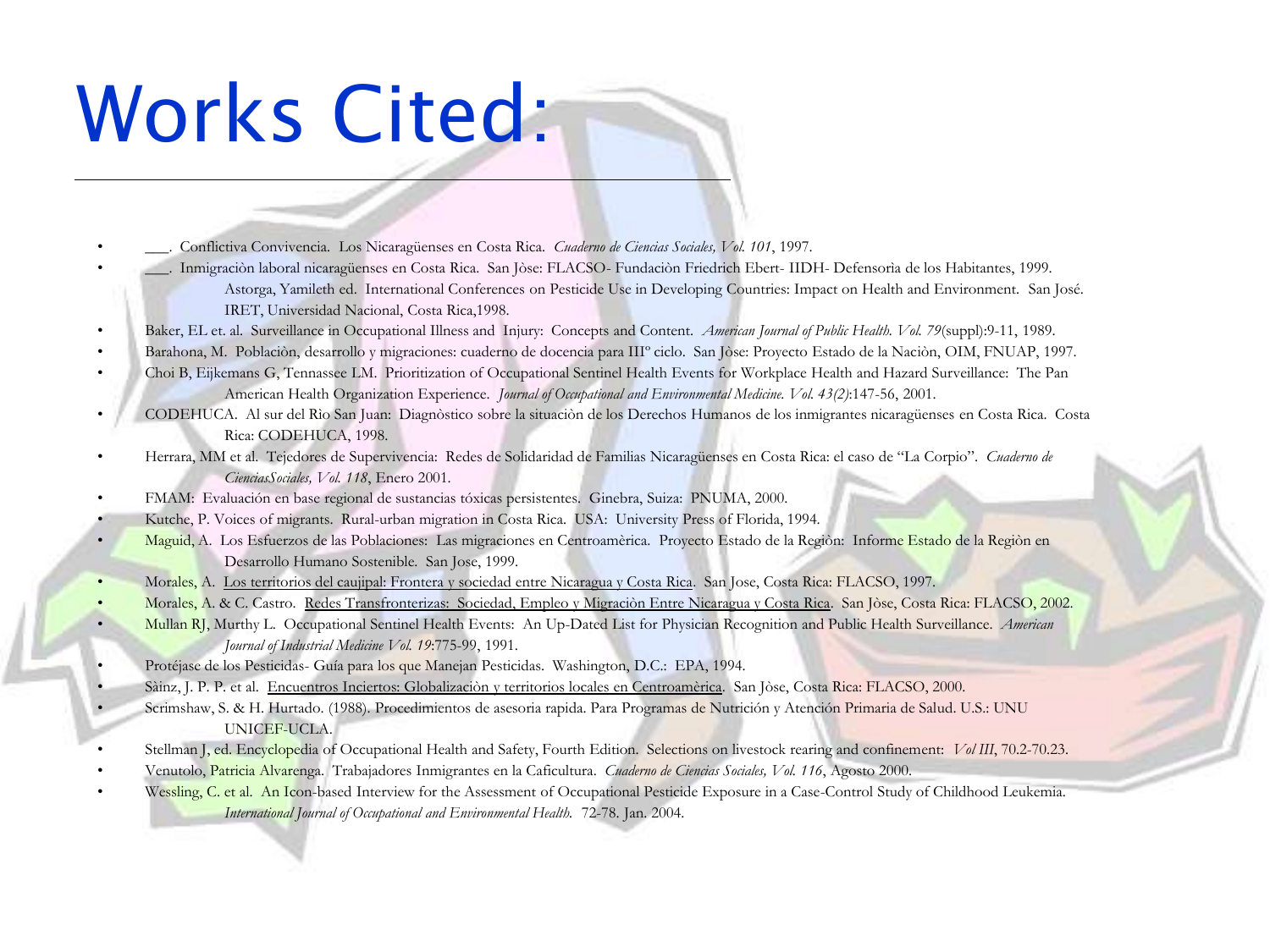# Works Cited:

- ___. Conflictiva Convivencia. Los Nicaragüenses en Costa Rica. *Cuaderno de Ciencias Sociales, Vol. 101*, 1997.
- ___. Inmigraciòn laboral nicaragüenses en Costa Rica. San Jòse: FLACSO- Fundaciòn Friedrich Ebert- IIDH- Defensorìa de los Habitantes, 1999. Astorga, Yamileth ed. International Conferences on Pesticide Use in Developing Countries: Impact on Health and Environment. San José. IRET, Universidad Nacional, Costa Rica,1998.
- Baker, EL et. al. Surveillance in Occupational Illness and Injury: Concepts and Content. *American Journal of Public Health. Vol. 79*(suppl):9-11, 1989.
- Barahona, M. Poblaciòn, desarrollo y migraciones: cuaderno de docencia para IIIº ciclo. San Jòse: Proyecto Estado de la Naciòn, OIM, FNUAP, 1997.
- Choi B, Eijkemans G, Tennassee LM. Prioritization of Occupational Sentinel Health Events for Workplace Health and Hazard Surveillance: The Pan American Health Organization Experience. *Journal of Occupational and Environmental Medicine. Vol. 43(2)*:147-56, 2001.
- CODEHUCA. Al sur del Rìo San Juan: Diagnòstico sobre la situaciòn de los Derechos Humanos de los inmigrantes nicaragüenses en Costa Rica. Costa Rica: CODEHUCA, 1998.
- Herrara, MM et al. Tejedores de Supervivencia: Redes de Solidaridad de Familias Nicaragüenses en Costa Rica: el caso de "La Corpio". *Cuaderno de CienciasSociales, Vol. 118*, Enero 2001.
- FMAM: Evaluación en base regional de sustancias tóxicas persistentes. Ginebra, Suiza: PNUMA, 2000.
- Kutche, P. Voices of migrants. Rural-urban migration in Costa Rica. USA: University Press of Florida, 1994.
- Maguid, A. Los Esfuerzos de las Poblaciones: Las migraciones en Centroamèrica. Proyecto Estado de la Regiòn: Informe Estado de la Regiòn en Desarrollo Humano Sostenible. San Jose, 1999.
- Morales, A. Los territorios del caujipal: Frontera y sociedad entre Nicaragua y Costa Rica. San Jose, Costa Rica: FLACSO, 1997.
- Morales, A. & C. Castro. Redes Transfronterizas: Sociedad, Empleo y Migraciòn Entre Nicaragua y Costa Rica. San Jòse, Costa Rica: FLACSO, 2002.
- Mullan RJ, Murthy L. Occupational Sentinel Health Events: An Up-Dated List for Physician Recognition and Public Health Surveillance. *American Journal of Industrial Medicine Vol. 19*:775-99, 1991.
- Protéjase de los Pesticidas- Guía para los que Manejan Pesticidas. Washington, D.C.: EPA, 1994.
- Sàinz, J. P. P. et al. Encuentros Inciertos: Globalizaciòn y territorios locales en Centroamèrica. San Jòse, Costa Rica: FLACSO, 2000.
- Scrimshaw, S. & H. Hurtado. (1988). Procedimientos de asesoria rapida. Para Programas de Nutrición y Atención Primaria de Salud. U.S.: UNU UNICEF-UCLA.
- Stellman J, ed. Encyclopedia of Occupational Health and Safety, Fourth Edition. Selections on livestock rearing and confinement: *Vol III*, 70.2-70.23.
- Venutolo, Patricia Alvarenga. Trabajadores Inmigrantes en la Caficultura. *Cuaderno de Ciencias Sociales, Vol. 116*, Agosto 2000.
- Wessling, C. et al. An Icon-based Interview for the Assessment of Occupational Pesticide Exposure in a Case-Control Study of Childhood Leukemia. *International Journal of Occupational and Environmental Health*. 72-78. Jan. 2004.